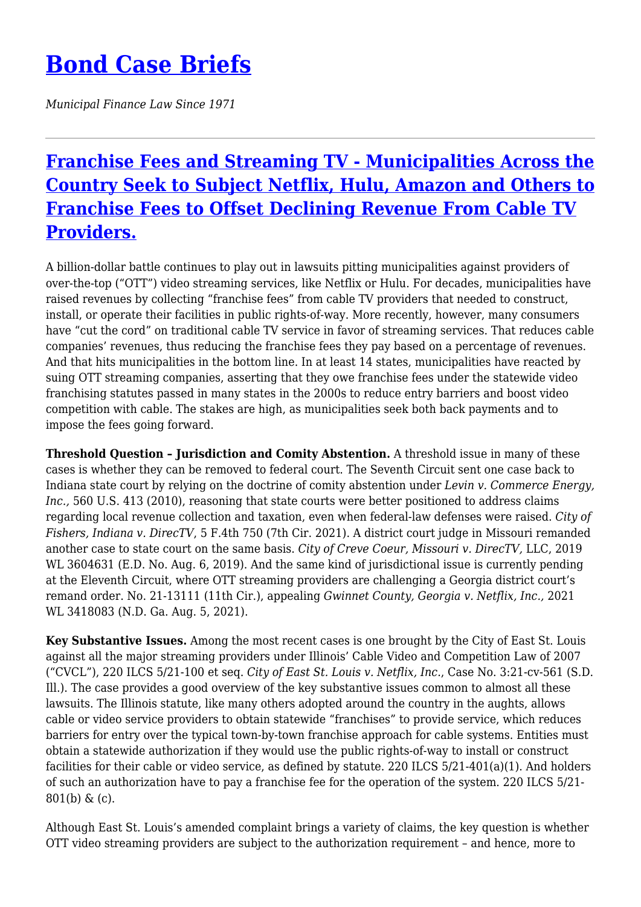# [Bond Case Briefs](#)

*Municipal Finance Law Since 1971*

---

## [Franchise Fees and Streaming TV - Municipalities Across the Country Seek to Subject Netflix, Hulu, Amazon and Others to Franchise Fees to Offset Declining Revenue From Cable TV Providers.](#)

A billion-dollar battle continues to play out in lawsuits pitting municipalities against providers of over-the-top ("OTT") video streaming services, like Netflix or Hulu. For decades, municipalities have raised revenues by collecting "franchise fees" from cable TV providers that needed to construct, install, or operate their facilities in public rights-of-way. More recently, however, many consumers have "cut the cord" on traditional cable TV service in favor of streaming services. That reduces cable companies' revenues, thus reducing the franchise fees they pay based on a percentage of revenues. And that hits municipalities in the bottom line. In at least 14 states, municipalities have reacted by suing OTT streaming companies, asserting that they owe franchise fees under the statewide video franchising statutes passed in many states in the 2000s to reduce entry barriers and boost video competition with cable. The stakes are high, as municipalities seek both back payments and to impose the fees going forward.

**Threshold Question – Jurisdiction and Comity Abstention.** A threshold issue in many of these cases is whether they can be removed to federal court. The Seventh Circuit sent one case back to Indiana state court by relying on the doctrine of comity abstention under *Levin v. Commerce Energy, Inc.,* 560 U.S. 413 (2010), reasoning that state courts were better positioned to address claims regarding local revenue collection and taxation, even when federal-law defenses were raised. *City of Fishers, Indiana v. DirecTV*, 5 F.4th 750 (7th Cir. 2021). A district court judge in Missouri remanded another case to state court on the same basis. *City of Creve Coeur, Missouri v. DirecTV,* LLC, 2019 WL 3604631 (E.D. No. Aug. 6, 2019). And the same kind of jurisdictional issue is currently pending at the Eleventh Circuit, where OTT streaming providers are challenging a Georgia district court's remand order. No. 21-13111 (11th Cir.), appealing *Gwinnet County, Georgia v. Netflix, Inc.,* 2021 WL 3418083 (N.D. Ga. Aug. 5, 2021).

**Key Substantive Issues.** Among the most recent cases is one brought by the City of East St. Louis against all the major streaming providers under Illinois' Cable Video and Competition Law of 2007 ("CVCL"), 220 ILCS 5/21-100 et seq. *City of East St. Louis v. Netflix, Inc.*, Case No. 3:21-cv-561 (S.D. Ill.). The case provides a good overview of the key substantive issues common to almost all these lawsuits. The Illinois statute, like many others adopted around the country in the aughts, allows cable or video service providers to obtain statewide "franchises" to provide service, which reduces barriers for entry over the typical town-by-town franchise approach for cable systems. Entities must obtain a statewide authorization if they would use the public rights-of-way to install or construct facilities for their cable or video service, as defined by statute. 220 ILCS 5/21-401(a)(1). And holders of such an authorization have to pay a franchise fee for the operation of the system. 220 ILCS 5/21-801(b) & (c).

Although East St. Louis's amended complaint brings a variety of claims, the key question is whether OTT video streaming providers are subject to the authorization requirement – and hence, more to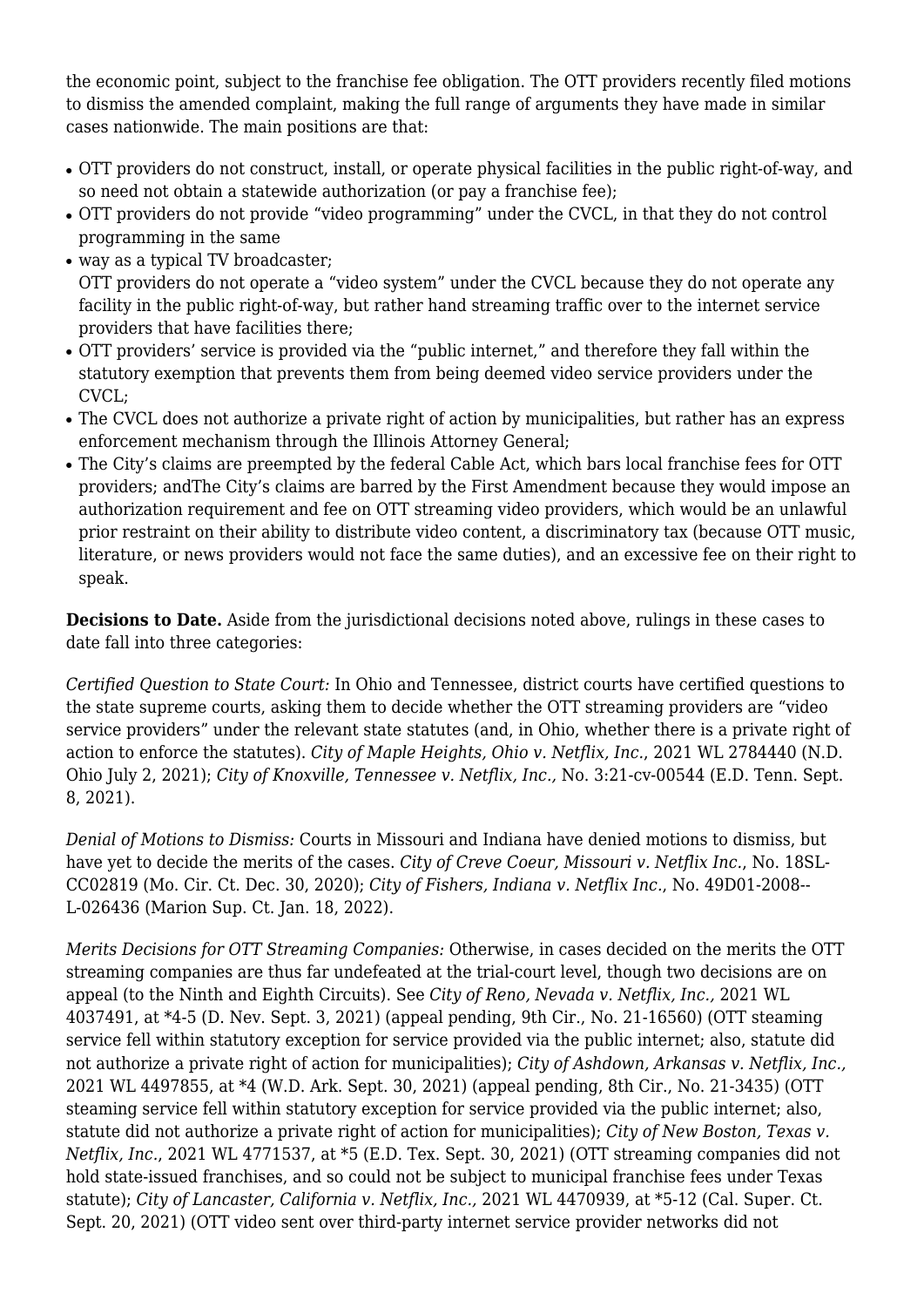the economic point, subject to the franchise fee obligation. The OTT providers recently filed motions to dismiss the amended complaint, making the full range of arguments they have made in similar cases nationwide. The main positions are that:

- OTT providers do not construct, install, or operate physical facilities in the public right-of-way, and so need not obtain a statewide authorization (or pay a franchise fee);
- OTT providers do not provide "video programming" under the CVCL, in that they do not control programming in the same
- way as a typical TV broadcaster;
  OTT providers do not operate a "video system" under the CVCL because they do not operate any facility in the public right-of-way, but rather hand streaming traffic over to the internet service providers that have facilities there;
- OTT providers' service is provided via the "public internet," and therefore they fall within the statutory exemption that prevents them from being deemed video service providers under the CVCL;
- The CVCL does not authorize a private right of action by municipalities, but rather has an express enforcement mechanism through the Illinois Attorney General;
- The City's claims are preempted by the federal Cable Act, which bars local franchise fees for OTT providers; andThe City's claims are barred by the First Amendment because they would impose an authorization requirement and fee on OTT streaming video providers, which would be an unlawful prior restraint on their ability to distribute video content, a discriminatory tax (because OTT music, literature, or news providers would not face the same duties), and an excessive fee on their right to speak.

**Decisions to Date.** Aside from the jurisdictional decisions noted above, rulings in these cases to date fall into three categories:

*Certified Question to State Court:* In Ohio and Tennessee, district courts have certified questions to the state supreme courts, asking them to decide whether the OTT streaming providers are "video service providers" under the relevant state statutes (and, in Ohio, whether there is a private right of action to enforce the statutes). *City of Maple Heights, Ohio v. Netflix, Inc.*, 2021 WL 2784440 (N.D. Ohio July 2, 2021); *City of Knoxville, Tennessee v. Netflix, Inc.,* No. 3:21-cv-00544 (E.D. Tenn. Sept. 8, 2021).

*Denial of Motions to Dismiss:* Courts in Missouri and Indiana have denied motions to dismiss, but have yet to decide the merits of the cases. *City of Creve Coeur, Missouri v. Netflix Inc.*, No. 18SL-CC02819 (Mo. Cir. Ct. Dec. 30, 2020); *City of Fishers, Indiana v. Netflix Inc.*, No. 49D01-2008--L-026436 (Marion Sup. Ct. Jan. 18, 2022).

*Merits Decisions for OTT Streaming Companies:* Otherwise, in cases decided on the merits the OTT streaming companies are thus far undefeated at the trial-court level, though two decisions are on appeal (to the Ninth and Eighth Circuits). See *City of Reno, Nevada v. Netflix, Inc.,* 2021 WL 4037491, at *4-5 (D. Nev. Sept. 3, 2021) (appeal pending, 9th Cir., No. 21-16560) (OTT steaming service fell within statutory exception for service provided via the public internet; also, statute did not authorize a private right of action for municipalities); *City of Ashdown, Arkansas v. Netflix, Inc.,* 2021 WL 4497855, at *4 (W.D. Ark. Sept. 30, 2021) (appeal pending, 8th Cir., No. 21-3435) (OTT steaming service fell within statutory exception for service provided via the public internet; also, statute did not authorize a private right of action for municipalities); *City of New Boston, Texas v. Netflix, Inc.*, 2021 WL 4771537, at *5 (E.D. Tex. Sept. 30, 2021) (OTT streaming companies did not hold state-issued franchises, and so could not be subject to municipal franchise fees under Texas statute); *City of Lancaster, California v. Netflix, Inc.,* 2021 WL 4470939, at *5-12 (Cal. Super. Ct. Sept. 20, 2021) (OTT video sent over third-party internet service provider networks did not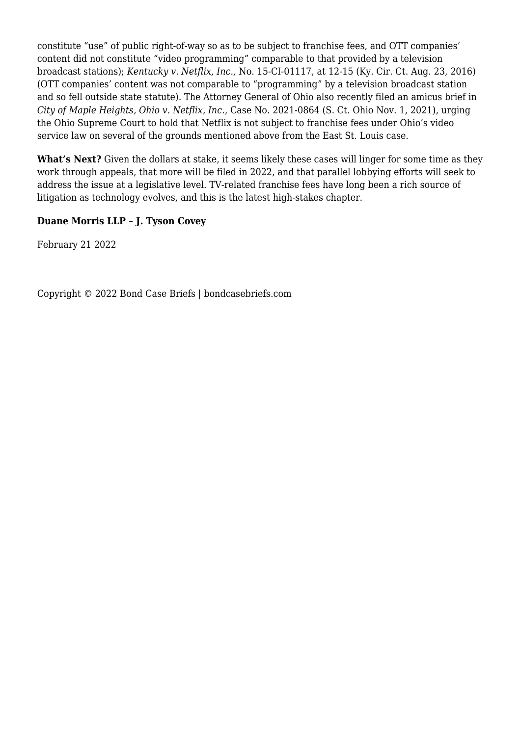constitute "use" of public right-of-way so as to be subject to franchise fees, and OTT companies' content did not constitute "video programming" comparable to that provided by a television broadcast stations); *Kentucky v. Netflix, Inc.,* No. 15-CI-01117, at 12-15 (Ky. Cir. Ct. Aug. 23, 2016) (OTT companies' content was not comparable to "programming" by a television broadcast station and so fell outside state statute). The Attorney General of Ohio also recently filed an amicus brief in *City of Maple Heights, Ohio v. Netflix, Inc.*, Case No. 2021-0864 (S. Ct. Ohio Nov. 1, 2021), urging the Ohio Supreme Court to hold that Netflix is not subject to franchise fees under Ohio's video service law on several of the grounds mentioned above from the East St. Louis case.

**What's Next?** Given the dollars at stake, it seems likely these cases will linger for some time as they work through appeals, that more will be filed in 2022, and that parallel lobbying efforts will seek to address the issue at a legislative level. TV-related franchise fees have long been a rich source of litigation as technology evolves, and this is the latest high-stakes chapter.

**Duane Morris LLP – J. Tyson Covey**

February 21 2022

Copyright © 2022 Bond Case Briefs | bondcasebriefs.com